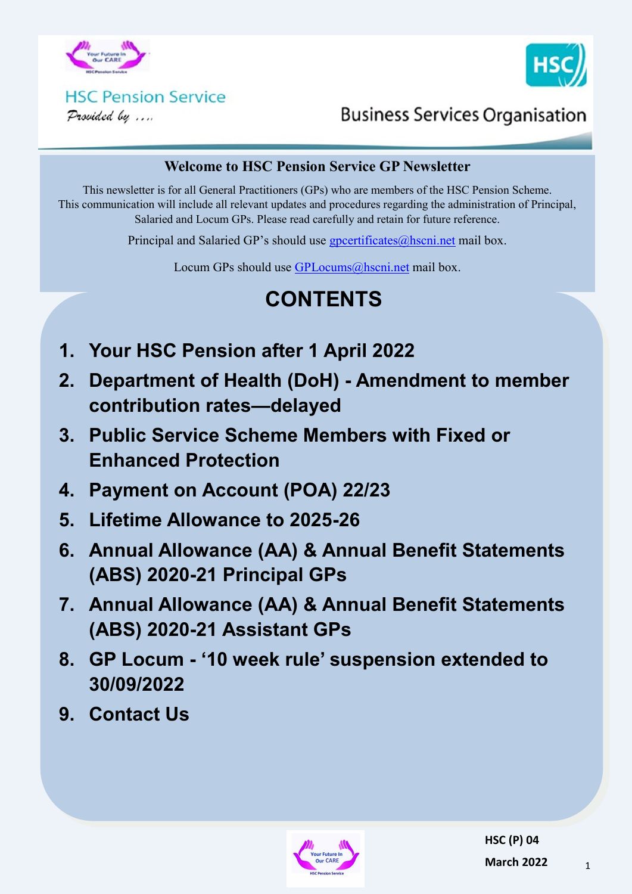HSC Pension Service

*Provided by ....*

Business Services Organisation

## Welcome to HSC Pension Service GP Newsletter

This newsletter is for all General Practitioners (GPs) who are members of the HSC Pension Scheme. This communication will include all relevant updates and procedures regarding the administration of Principal, Salaried and Locum GPs. Please read carefully and retain for future reference.

Principal and Salaried GP's should use gpcertificates@hscni.net mail box.

Locum GPs should use GPLocums@hscni.net mail box.

# CONTENTS

1. **Your HSC Pension after 1 April 2022**
2. **Department of Health (DoH) - Amendment to member contribution rates—delayed**
3. **Public Service Scheme Members with Fixed or Enhanced Protection**
4. **Payment on Account (POA) 22/23**
5. **Lifetime Allowance to 2025-26**
6. **Annual Allowance (AA) & Annual Benefit Statements (ABS) 2020-21 Principal GPs**
7. **Annual Allowance (AA) & Annual Benefit Statements (ABS) 2020-21 Assistant GPs**
8. **GP Locum - '10 week rule' suspension extended to 30/09/2022**
9. **Contact Us**

HSC (P) 04

March 2022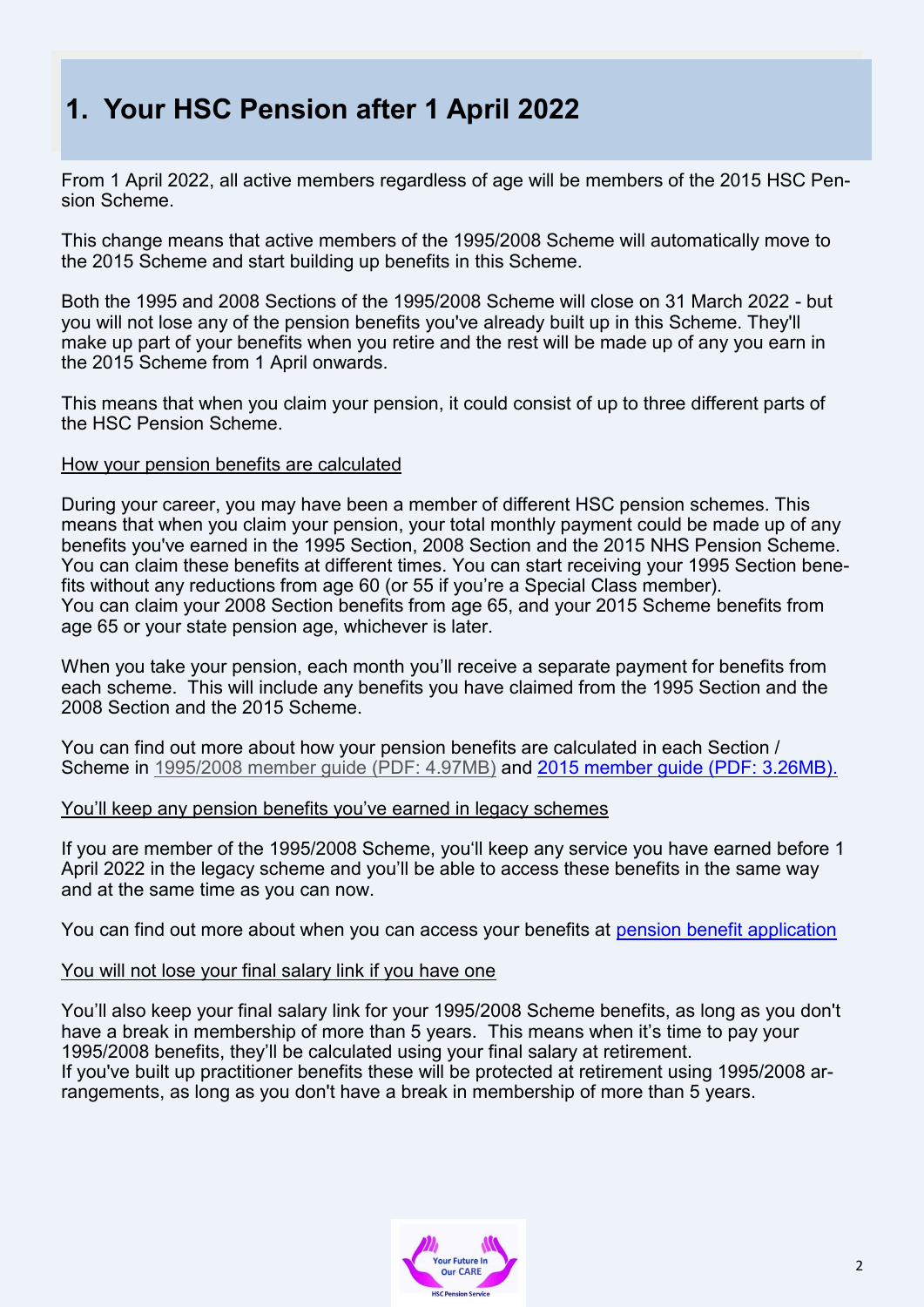# 1. Your HSC Pension after 1 April 2022

From 1 April 2022, all active members regardless of age will be members of the 2015 HSC Pension Scheme.

This change means that active members of the 1995/2008 Scheme will automatically move to the 2015 Scheme and start building up benefits in this Scheme.

Both the 1995 and 2008 Sections of the 1995/2008 Scheme will close on 31 March 2022 - but you will not lose any of the pension benefits you've already built up in this Scheme. They'll make up part of your benefits when you retire and the rest will be made up of any you earn in the 2015 Scheme from 1 April onwards.

This means that when you claim your pension, it could consist of up to three different parts of the HSC Pension Scheme.

<u>How your pension benefits are calculated</u>

During your career, you may have been a member of different HSC pension schemes. This means that when you claim your pension, your total monthly payment could be made up of any benefits you've earned in the 1995 Section, 2008 Section and the 2015 NHS Pension Scheme. You can claim these benefits at different times. You can start receiving your 1995 Section benefits without any reductions from age 60 (or 55 if you're a Special Class member).
You can claim your 2008 Section benefits from age 65, and your 2015 Scheme benefits from age 65 or your state pension age, whichever is later.

When you take your pension, each month you'll receive a separate payment for benefits from each scheme. This will include any benefits you have claimed from the 1995 Section and the 2008 Section and the 2015 Scheme.

You can find out more about how your pension benefits are calculated in each Section / Scheme in 1995/2008 member guide (PDF: 4.97MB) and 2015 member guide (PDF: 3.26MB).

<u>You'll keep any pension benefits you've earned in legacy schemes</u>

If you are member of the 1995/2008 Scheme, you'll keep any service you have earned before 1 April 2022 in the legacy scheme and you'll be able to access these benefits in the same way and at the same time as you can now.

You can find out more about when you can access your benefits at pension benefit application

<u>You will not lose your final salary link if you have one</u>

You'll also keep your final salary link for your 1995/2008 Scheme benefits, as long as you don't have a break in membership of more than 5 years. This means when it's time to pay your 1995/2008 benefits, they'll be calculated using your final salary at retirement.
If you've built up practitioner benefits these will be protected at retirement using 1995/2008 arrangements, as long as you don't have a break in membership of more than 5 years.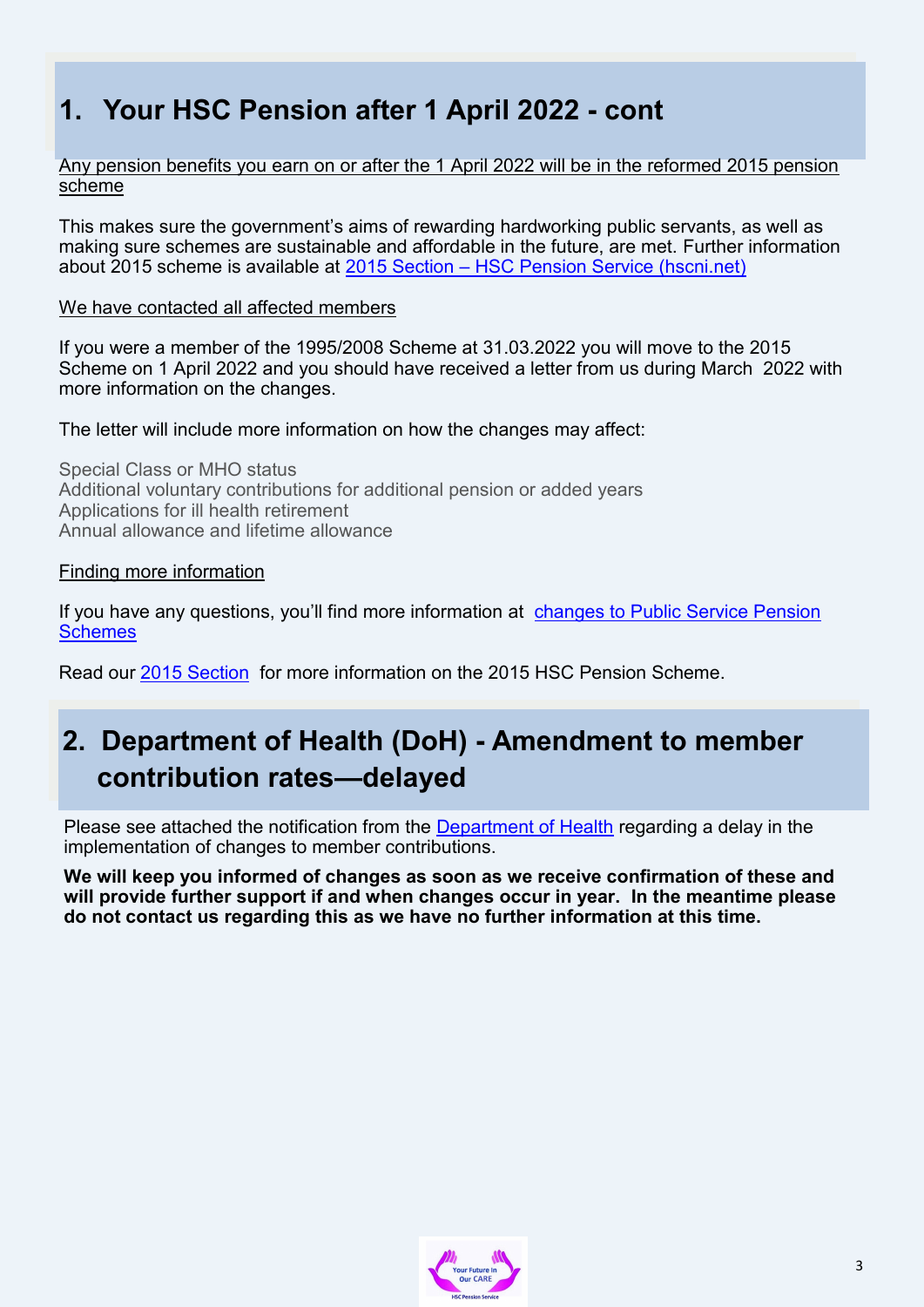# 1. Your HSC Pension after 1 April 2022 - cont

Any pension benefits you earn on or after the 1 April 2022 will be in the reformed 2015 pension scheme

This makes sure the government's aims of rewarding hardworking public servants, as well as making sure schemes are sustainable and affordable in the future, are met. Further information about 2015 scheme is available at [2015 Section – HSC Pension Service (hscni.net)]()

We have contacted all affected members

If you were a member of the 1995/2008 Scheme at 31.03.2022 you will move to the 2015 Scheme on 1 April 2022 and you should have received a letter from us during March 2022 with more information on the changes.

The letter will include more information on how the changes may affect:

- Special Class or MHO status
- Additional voluntary contributions for additional pension or added years
- Applications for ill health retirement
- Annual allowance and lifetime allowance

Finding more information

If you have any questions, you'll find more information at [changes to Public Service Pension Schemes]()

Read our [2015 Section]() for more information on the 2015 HSC Pension Scheme.

# 2. Department of Health (DoH) - Amendment to member contribution rates—delayed

Please see attached the notification from the [Department of Health]() regarding a delay in the implementation of changes to member contributions.

**We will keep you informed of changes as soon as we receive confirmation of these and will provide further support if and when changes occur in year. In the meantime please do not contact us regarding this as we have no further information at this time.**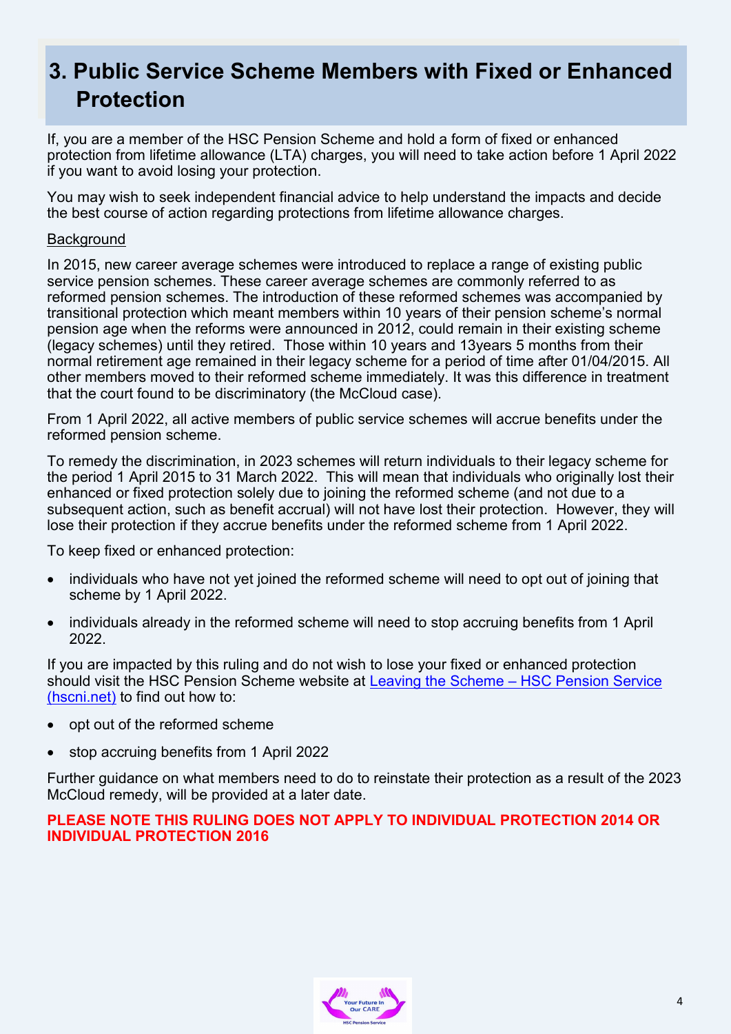## 3. Public Service Scheme Members with Fixed or Enhanced Protection

If, you are a member of the HSC Pension Scheme and hold a form of fixed or enhanced protection from lifetime allowance (LTA) charges, you will need to take action before 1 April 2022 if you want to avoid losing your protection.

You may wish to seek independent financial advice to help understand the impacts and decide the best course of action regarding protections from lifetime allowance charges.

Background

In 2015, new career average schemes were introduced to replace a range of existing public service pension schemes. These career average schemes are commonly referred to as reformed pension schemes. The introduction of these reformed schemes was accompanied by transitional protection which meant members within 10 years of their pension scheme's normal pension age when the reforms were announced in 2012, could remain in their existing scheme (legacy schemes) until they retired. Those within 10 years and 13years 5 months from their normal retirement age remained in their legacy scheme for a period of time after 01/04/2015. All other members moved to their reformed scheme immediately. It was this difference in treatment that the court found to be discriminatory (the McCloud case).

From 1 April 2022, all active members of public service schemes will accrue benefits under the reformed pension scheme.

To remedy the discrimination, in 2023 schemes will return individuals to their legacy scheme for the period 1 April 2015 to 31 March 2022. This will mean that individuals who originally lost their enhanced or fixed protection solely due to joining the reformed scheme (and not due to a subsequent action, such as benefit accrual) will not have lost their protection. However, they will lose their protection if they accrue benefits under the reformed scheme from 1 April 2022.

To keep fixed or enhanced protection:

- individuals who have not yet joined the reformed scheme will need to opt out of joining that scheme by 1 April 2022.
- individuals already in the reformed scheme will need to stop accruing benefits from 1 April 2022.

If you are impacted by this ruling and do not wish to lose your fixed or enhanced protection should visit the HSC Pension Scheme website at Leaving the Scheme – HSC Pension Service (hscni.net) to find out how to:

- opt out of the reformed scheme
- stop accruing benefits from 1 April 2022

Further guidance on what members need to do to reinstate their protection as a result of the 2023 McCloud remedy, will be provided at a later date.

**PLEASE NOTE THIS RULING DOES NOT APPLY TO INDIVIDUAL PROTECTION 2014 OR INDIVIDUAL PROTECTION 2016**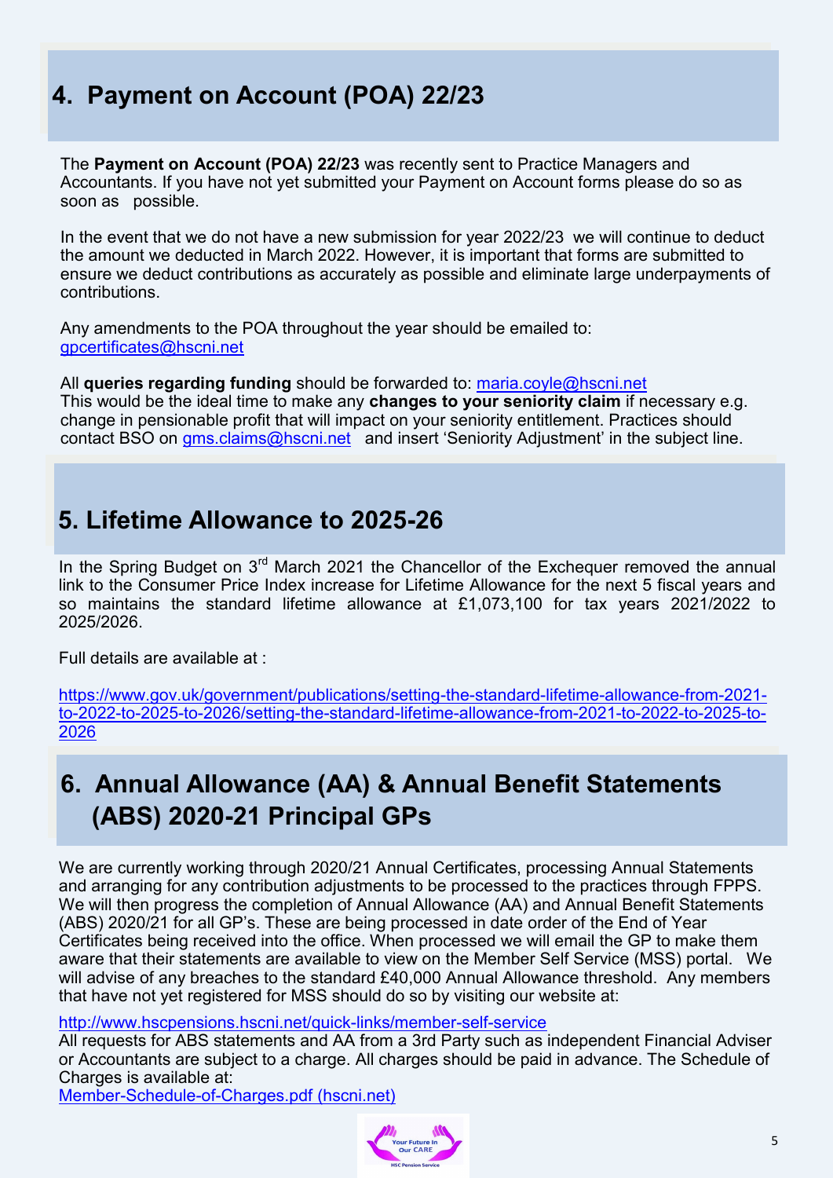## 4. Payment on Account (POA) 22/23

The **Payment on Account (POA) 22/23** was recently sent to Practice Managers and Accountants. If you have not yet submitted your Payment on Account forms please do so as soon as possible.

In the event that we do not have a new submission for year 2022/23 we will continue to deduct the amount we deducted in March 2022. However, it is important that forms are submitted to ensure we deduct contributions as accurately as possible and eliminate large underpayments of contributions.

Any amendments to the POA throughout the year should be emailed to: gpcertificates@hscni.net

All **queries regarding funding** should be forwarded to: maria.coyle@hscni.net
This would be the ideal time to make any **changes to your seniority claim** if necessary e.g. change in pensionable profit that will impact on your seniority entitlement. Practices should contact BSO on gms.claims@hscni.net and insert 'Seniority Adjustment' in the subject line.

## 5. Lifetime Allowance to 2025-26

In the Spring Budget on 3rd March 2021 the Chancellor of the Exchequer removed the annual link to the Consumer Price Index increase for Lifetime Allowance for the next 5 fiscal years and so maintains the standard lifetime allowance at £1,073,100 for tax years 2021/2022 to 2025/2026.

Full details are available at :

https://www.gov.uk/government/publications/setting-the-standard-lifetime-allowance-from-2021-to-2022-to-2025-to-2026/setting-the-standard-lifetime-allowance-from-2021-to-2022-to-2025-to-2026

## 6. Annual Allowance (AA) & Annual Benefit Statements (ABS) 2020-21 Principal GPs

We are currently working through 2020/21 Annual Certificates, processing Annual Statements and arranging for any contribution adjustments to be processed to the practices through FPPS. We will then progress the completion of Annual Allowance (AA) and Annual Benefit Statements (ABS) 2020/21 for all GP's. These are being processed in date order of the End of Year Certificates being received into the office. When processed we will email the GP to make them aware that their statements are available to view on the Member Self Service (MSS) portal. We will advise of any breaches to the standard £40,000 Annual Allowance threshold. Any members that have not yet registered for MSS should do so by visiting our website at:

http://www.hscpensions.hscni.net/quick-links/member-self-service
All requests for ABS statements and AA from a 3rd Party such as independent Financial Adviser or Accountants are subject to a charge. All charges should be paid in advance. The Schedule of Charges is available at:
Member-Schedule-of-Charges.pdf (hscni.net)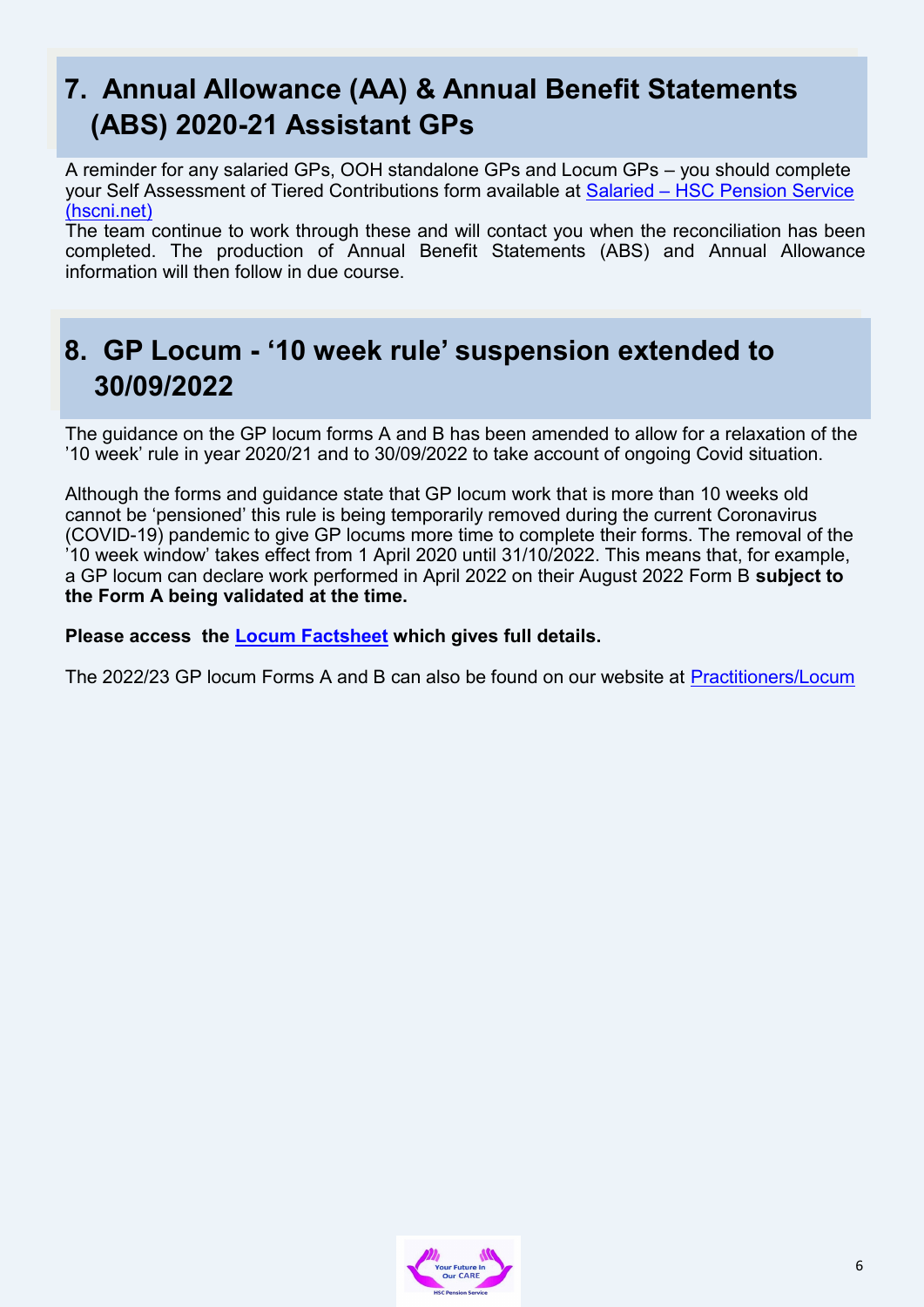## 7. Annual Allowance (AA) & Annual Benefit Statements (ABS) 2020-21 Assistant GPs

A reminder for any salaried GPs, OOH standalone GPs and Locum GPs – you should complete your Self Assessment of Tiered Contributions form available at [Salaried – HSC Pension Service (hscni.net)]

The team continue to work through these and will contact you when the reconciliation has been completed. The production of Annual Benefit Statements (ABS) and Annual Allowance information will then follow in due course.

## 8. GP Locum - '10 week rule' suspension extended to 30/09/2022

The guidance on the GP locum forms A and B has been amended to allow for a relaxation of the '10 week' rule in year 2020/21 and to 30/09/2022 to take account of ongoing Covid situation.

Although the forms and guidance state that GP locum work that is more than 10 weeks old cannot be 'pensioned' this rule is being temporarily removed during the current Coronavirus (COVID-19) pandemic to give GP locums more time to complete their forms. The removal of the '10 week window' takes effect from 1 April 2020 until 31/10/2022. This means that, for example, a GP locum can declare work performed in April 2022 on their August 2022 Form B **subject to the Form A being validated at the time.**

**Please access the Locum Factsheet which gives full details.**

The 2022/23 GP locum Forms A and B can also be found on our website at Practitioners/Locum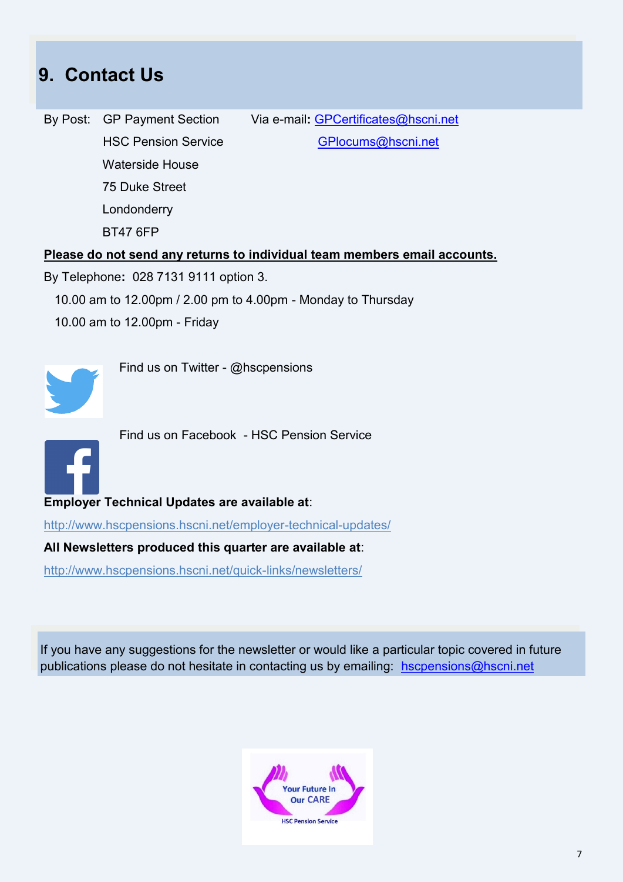# 9. Contact Us

By Post: GP Payment Section
HSC Pension Service
Waterside House
75 Duke Street
Londonderry
BT47 6FP

Via e-mail**:** GPCertificates@hscni.net
GPlocums@hscni.net

**Please do not send any returns to individual team members email accounts.**

By Telephone**:** 028 7131 9111 option 3.

10.00 am to 12.00pm / 2.00 pm to 4.00pm - Monday to Thursday

10.00 am to 12.00pm - Friday

Find us on Twitter - @hscpensions

Find us on Facebook - HSC Pension Service

**Employer Technical Updates are available at**:

http://www.hscpensions.hscni.net/employer-technical-updates/

**All Newsletters produced this quarter are available at**:

http://www.hscpensions.hscni.net/quick-links/newsletters/

If you have any suggestions for the newsletter or would like a particular topic covered in future publications please do not hesitate in contacting us by emailing: hscpensions@hscni.net

Your Future In Our CARE

HSC Pension Service